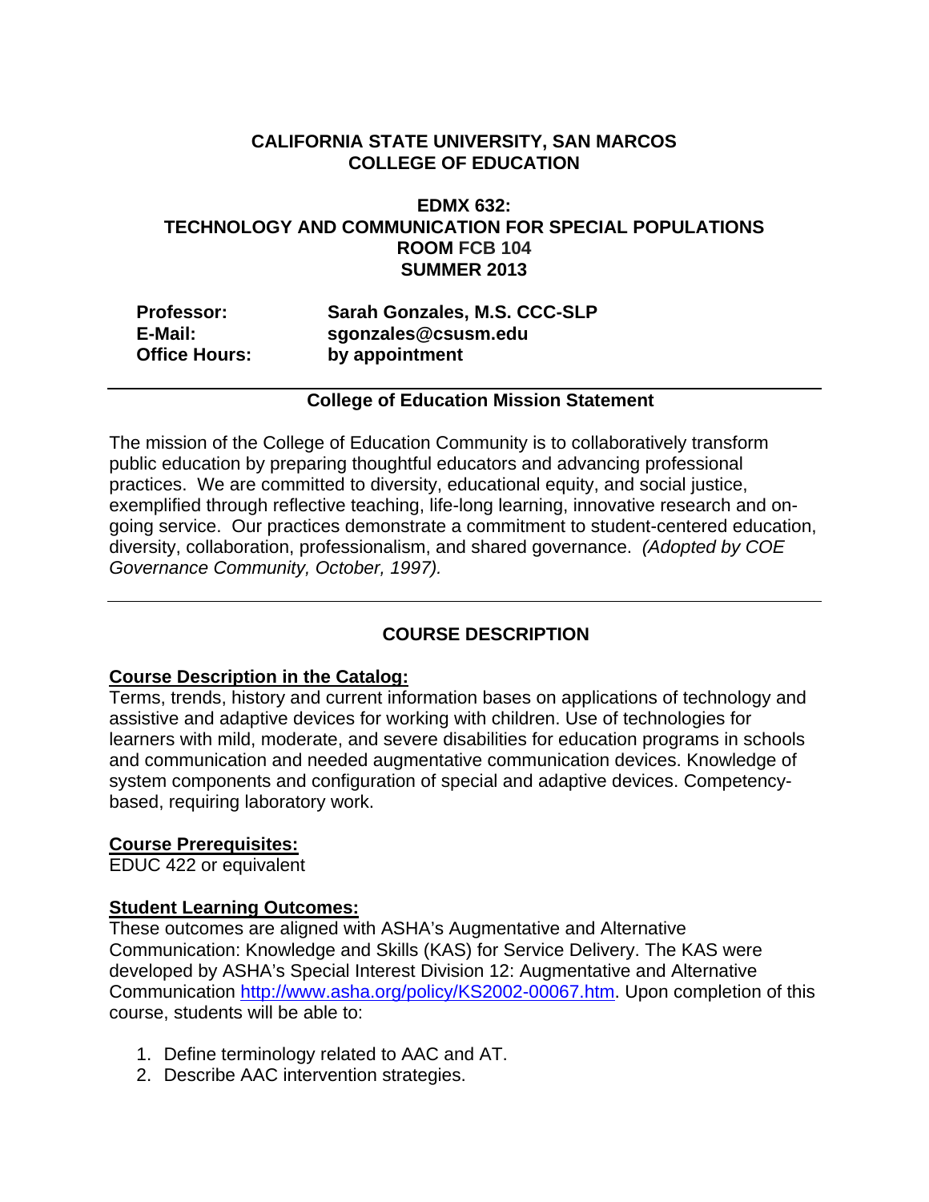**CALIFORNIA STATE UNIVERSITY, SAN MARCOS**
**COLLEGE OF EDUCATION**

**EDMX 632:**
**TECHNOLOGY AND COMMUNICATION FOR SPECIAL POPULATIONS**
**ROOM FCB 104**
**SUMMER 2013**

**Professor:** Sarah Gonzales, M.S. CCC-SLP
**E-Mail:** sgonzales@csusm.edu
**Office Hours:** by appointment

---

## College of Education Mission Statement

The mission of the College of Education Community is to collaboratively transform public education by preparing thoughtful educators and advancing professional practices. We are committed to diversity, educational equity, and social justice, exemplified through reflective teaching, life-long learning, innovative research and on-going service. Our practices demonstrate a commitment to student-centered education, diversity, collaboration, professionalism, and shared governance. *(Adopted by COE Governance Community, October, 1997).*

---

## COURSE DESCRIPTION

### Course Description in the Catalog:

Terms, trends, history and current information bases on applications of technology and assistive and adaptive devices for working with children. Use of technologies for learners with mild, moderate, and severe disabilities for education programs in schools and communication and needed augmentative communication devices. Knowledge of system components and configuration of special and adaptive devices. Competency-based, requiring laboratory work.

### Course Prerequisites:

EDUC 422 or equivalent

### Student Learning Outcomes:

These outcomes are aligned with ASHA's Augmentative and Alternative Communication: Knowledge and Skills (KAS) for Service Delivery. The KAS were developed by ASHA's Special Interest Division 12: Augmentative and Alternative Communication http://www.asha.org/policy/KS2002-00067.htm. Upon completion of this course, students will be able to:

1. Define terminology related to AAC and AT.
2. Describe AAC intervention strategies.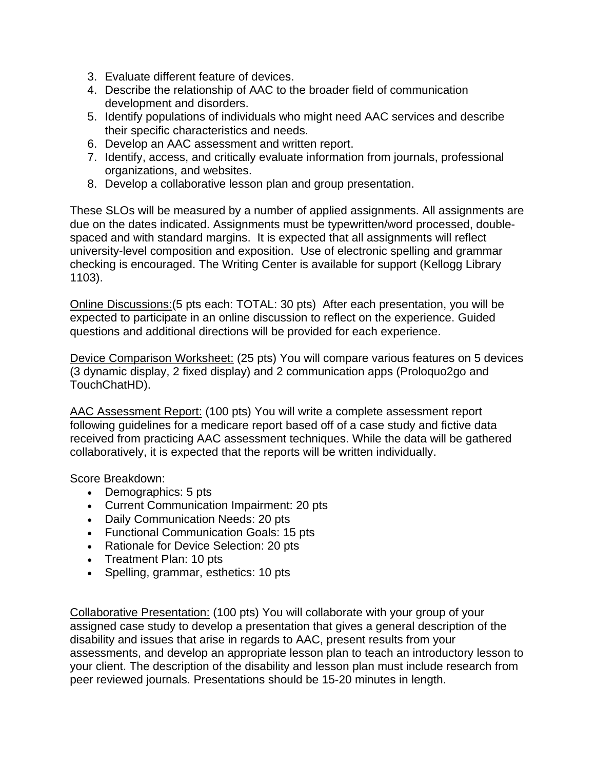3. Evaluate different feature of devices.
4. Describe the relationship of AAC to the broader field of communication development and disorders.
5. Identify populations of individuals who might need AAC services and describe their specific characteristics and needs.
6. Develop an AAC assessment and written report.
7. Identify, access, and critically evaluate information from journals, professional organizations, and websites.
8. Develop a collaborative lesson plan and group presentation.

These SLOs will be measured by a number of applied assignments. All assignments are due on the dates indicated. Assignments must be typewritten/word processed, double-spaced and with standard margins. It is expected that all assignments will reflect university-level composition and exposition. Use of electronic spelling and grammar checking is encouraged. The Writing Center is available for support (Kellogg Library 1103).

<u>Online Discussions:</u>(5 pts each: TOTAL: 30 pts) After each presentation, you will be expected to participate in an online discussion to reflect on the experience. Guided questions and additional directions will be provided for each experience.

<u>Device Comparison Worksheet:</u> (25 pts) You will compare various features on 5 devices (3 dynamic display, 2 fixed display) and 2 communication apps (Proloquo2go and TouchChatHD).

<u>AAC Assessment Report:</u> (100 pts) You will write a complete assessment report following guidelines for a medicare report based off of a case study and fictive data received from practicing AAC assessment techniques. While the data will be gathered collaboratively, it is expected that the reports will be written individually.

Score Breakdown:

- Demographics: 5 pts
- Current Communication Impairment: 20 pts
- Daily Communication Needs: 20 pts
- Functional Communication Goals: 15 pts
- Rationale for Device Selection: 20 pts
- Treatment Plan: 10 pts
- Spelling, grammar, esthetics: 10 pts

<u>Collaborative Presentation:</u> (100 pts) You will collaborate with your group of your assigned case study to develop a presentation that gives a general description of the disability and issues that arise in regards to AAC, present results from your assessments, and develop an appropriate lesson plan to teach an introductory lesson to your client. The description of the disability and lesson plan must include research from peer reviewed journals. Presentations should be 15-20 minutes in length.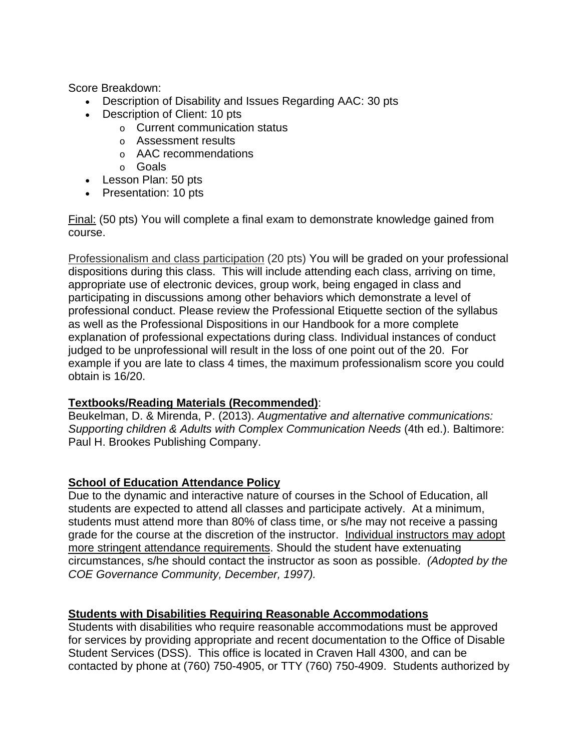Score Breakdown:

- Description of Disability and Issues Regarding AAC: 30 pts
- Description of Client: 10 pts
  - Current communication status
  - Assessment results
  - AAC recommendations
  - Goals
- Lesson Plan: 50 pts
- Presentation: 10 pts

<u>Final:</u> (50 pts) You will complete a final exam to demonstrate knowledge gained from course.

<u>Professionalism and class participation</u> (20 pts) You will be graded on your professional dispositions during this class. This will include attending each class, arriving on time, appropriate use of electronic devices, group work, being engaged in class and participating in discussions among other behaviors which demonstrate a level of professional conduct. Please review the Professional Etiquette section of the syllabus as well as the Professional Dispositions in our Handbook for a more complete explanation of professional expectations during class. Individual instances of conduct judged to be unprofessional will result in the loss of one point out of the 20. For example if you are late to class 4 times, the maximum professionalism score you could obtain is 16/20.

**<u>Textbooks/Reading Materials (Recommended)</u>**:

Beukelman, D. & Mirenda, P. (2013). *Augmentative and alternative communications: Supporting children & Adults with Complex Communication Needs* (4th ed.). Baltimore: Paul H. Brookes Publishing Company.

**<u>School of Education Attendance Policy</u>**

Due to the dynamic and interactive nature of courses in the School of Education, all students are expected to attend all classes and participate actively. At a minimum, students must attend more than 80% of class time, or s/he may not receive a passing grade for the course at the discretion of the instructor. <u>Individual instructors may adopt more stringent attendance requirements</u>. Should the student have extenuating circumstances, s/he should contact the instructor as soon as possible. *(Adopted by the COE Governance Community, December, 1997).*

**<u>Students with Disabilities Requiring Reasonable Accommodations</u>**

Students with disabilities who require reasonable accommodations must be approved for services by providing appropriate and recent documentation to the Office of Disable Student Services (DSS). This office is located in Craven Hall 4300, and can be contacted by phone at (760) 750-4905, or TTY (760) 750-4909. Students authorized by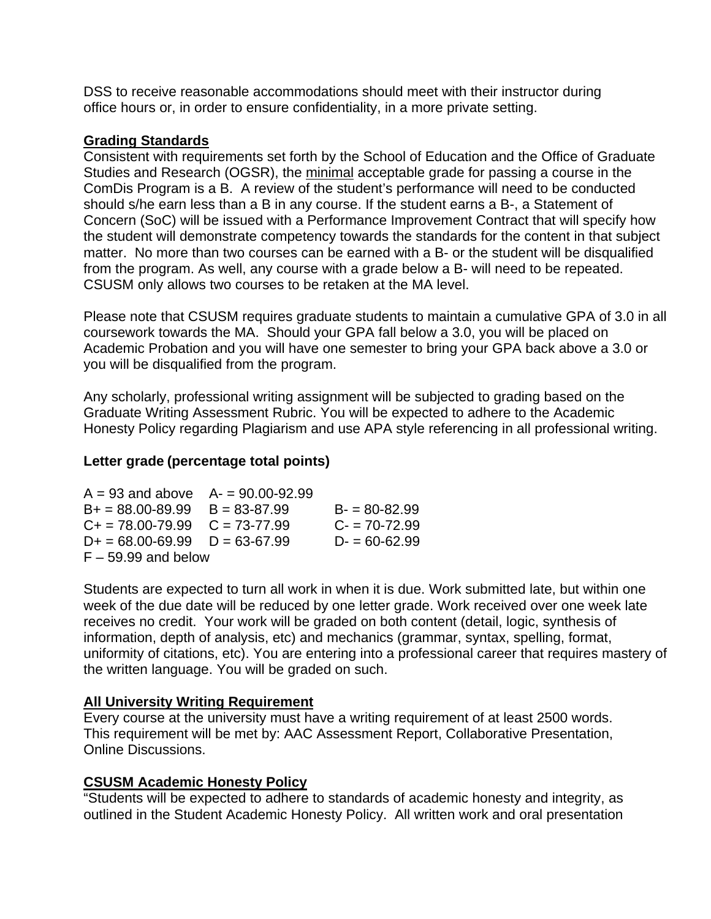DSS to receive reasonable accommodations should meet with their instructor during office hours or, in order to ensure confidentiality, in a more private setting.

## Grading Standards

Consistent with requirements set forth by the School of Education and the Office of Graduate Studies and Research (OGSR), the minimal acceptable grade for passing a course in the ComDis Program is a B. A review of the student's performance will need to be conducted should s/he earn less than a B in any course. If the student earns a B-, a Statement of Concern (SoC) will be issued with a Performance Improvement Contract that will specify how the student will demonstrate competency towards the standards for the content in that subject matter. No more than two courses can be earned with a B- or the student will be disqualified from the program. As well, any course with a grade below a B- will need to be repeated. CSUSM only allows two courses to be retaken at the MA level.

Please note that CSUSM requires graduate students to maintain a cumulative GPA of 3.0 in all coursework towards the MA. Should your GPA fall below a 3.0, you will be placed on Academic Probation and you will have one semester to bring your GPA back above a 3.0 or you will be disqualified from the program.

Any scholarly, professional writing assignment will be subjected to grading based on the Graduate Writing Assessment Rubric. You will be expected to adhere to the Academic Honesty Policy regarding Plagiarism and use APA style referencing in all professional writing.

**Letter grade (percentage total points)**

| | | |
|---|---|---|
| A = 93 and above | A- = 90.00-92.99 | |
| B+ = 88.00-89.99 | B = 83-87.99 | B- = 80-82.99 |
| C+ = 78.00-79.99 | C = 73-77.99 | C- = 70-72.99 |
| D+ = 68.00-69.99 | D = 63-67.99 | D- = 60-62.99 |
| F – 59.99 and below | | |

Students are expected to turn all work in when it is due. Work submitted late, but within one week of the due date will be reduced by one letter grade. Work received over one week late receives no credit. Your work will be graded on both content (detail, logic, synthesis of information, depth of analysis, etc) and mechanics (grammar, syntax, spelling, format, uniformity of citations, etc). You are entering into a professional career that requires mastery of the written language. You will be graded on such.

## All University Writing Requirement

Every course at the university must have a writing requirement of at least 2500 words. This requirement will be met by: AAC Assessment Report, Collaborative Presentation, Online Discussions.

## CSUSM Academic Honesty Policy

"Students will be expected to adhere to standards of academic honesty and integrity, as outlined in the Student Academic Honesty Policy. All written work and oral presentation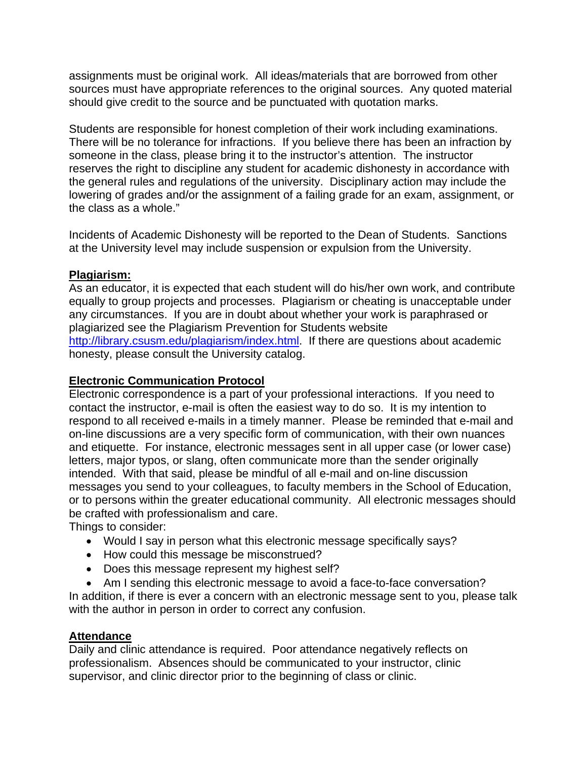assignments must be original work. All ideas/materials that are borrowed from other sources must have appropriate references to the original sources. Any quoted material should give credit to the source and be punctuated with quotation marks.

Students are responsible for honest completion of their work including examinations. There will be no tolerance for infractions. If you believe there has been an infraction by someone in the class, please bring it to the instructor's attention. The instructor reserves the right to discipline any student for academic dishonesty in accordance with the general rules and regulations of the university. Disciplinary action may include the lowering of grades and/or the assignment of a failing grade for an exam, assignment, or the class as a whole."

Incidents of Academic Dishonesty will be reported to the Dean of Students. Sanctions at the University level may include suspension or expulsion from the University.

**Plagiarism:**

As an educator, it is expected that each student will do his/her own work, and contribute equally to group projects and processes. Plagiarism or cheating is unacceptable under any circumstances. If you are in doubt about whether your work is paraphrased or plagiarized see the Plagiarism Prevention for Students website http://library.csusm.edu/plagiarism/index.html. If there are questions about academic honesty, please consult the University catalog.

**Electronic Communication Protocol**

Electronic correspondence is a part of your professional interactions. If you need to contact the instructor, e-mail is often the easiest way to do so. It is my intention to respond to all received e-mails in a timely manner. Please be reminded that e-mail and on-line discussions are a very specific form of communication, with their own nuances and etiquette. For instance, electronic messages sent in all upper case (or lower case) letters, major typos, or slang, often communicate more than the sender originally intended. With that said, please be mindful of all e-mail and on-line discussion messages you send to your colleagues, to faculty members in the School of Education, or to persons within the greater educational community. All electronic messages should be crafted with professionalism and care.

Things to consider:

- Would I say in person what this electronic message specifically says?
- How could this message be misconstrued?
- Does this message represent my highest self?
- Am I sending this electronic message to avoid a face-to-face conversation?

In addition, if there is ever a concern with an electronic message sent to you, please talk with the author in person in order to correct any confusion.

**Attendance**

Daily and clinic attendance is required. Poor attendance negatively reflects on professionalism. Absences should be communicated to your instructor, clinic supervisor, and clinic director prior to the beginning of class or clinic.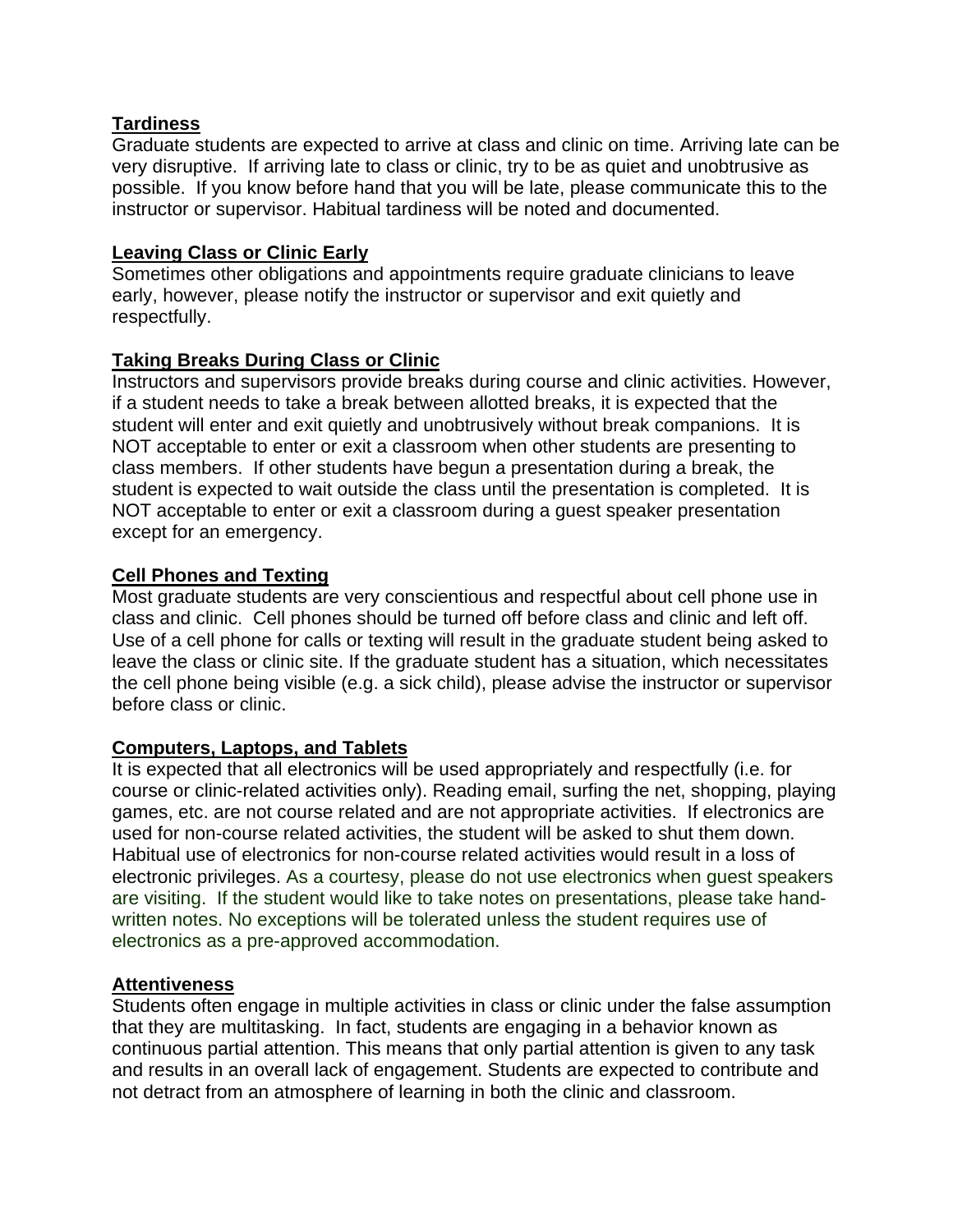**Tardiness**

Graduate students are expected to arrive at class and clinic on time. Arriving late can be very disruptive. If arriving late to class or clinic, try to be as quiet and unobtrusive as possible. If you know before hand that you will be late, please communicate this to the instructor or supervisor. Habitual tardiness will be noted and documented.

**Leaving Class or Clinic Early**

Sometimes other obligations and appointments require graduate clinicians to leave early, however, please notify the instructor or supervisor and exit quietly and respectfully.

**Taking Breaks During Class or Clinic**

Instructors and supervisors provide breaks during course and clinic activities. However, if a student needs to take a break between allotted breaks, it is expected that the student will enter and exit quietly and unobtrusively without break companions. It is NOT acceptable to enter or exit a classroom when other students are presenting to class members. If other students have begun a presentation during a break, the student is expected to wait outside the class until the presentation is completed. It is NOT acceptable to enter or exit a classroom during a guest speaker presentation except for an emergency.

**Cell Phones and Texting**

Most graduate students are very conscientious and respectful about cell phone use in class and clinic. Cell phones should be turned off before class and clinic and left off. Use of a cell phone for calls or texting will result in the graduate student being asked to leave the class or clinic site. If the graduate student has a situation, which necessitates the cell phone being visible (e.g. a sick child), please advise the instructor or supervisor before class or clinic.

**Computers, Laptops, and Tablets**

It is expected that all electronics will be used appropriately and respectfully (i.e. for course or clinic-related activities only). Reading email, surfing the net, shopping, playing games, etc. are not course related and are not appropriate activities. If electronics are used for non-course related activities, the student will be asked to shut them down. Habitual use of electronics for non-course related activities would result in a loss of electronic privileges. As a courtesy, please do not use electronics when guest speakers are visiting. If the student would like to take notes on presentations, please take hand-written notes. No exceptions will be tolerated unless the student requires use of electronics as a pre-approved accommodation.

**Attentiveness**

Students often engage in multiple activities in class or clinic under the false assumption that they are multitasking. In fact, students are engaging in a behavior known as continuous partial attention. This means that only partial attention is given to any task and results in an overall lack of engagement. Students are expected to contribute and not detract from an atmosphere of learning in both the clinic and classroom.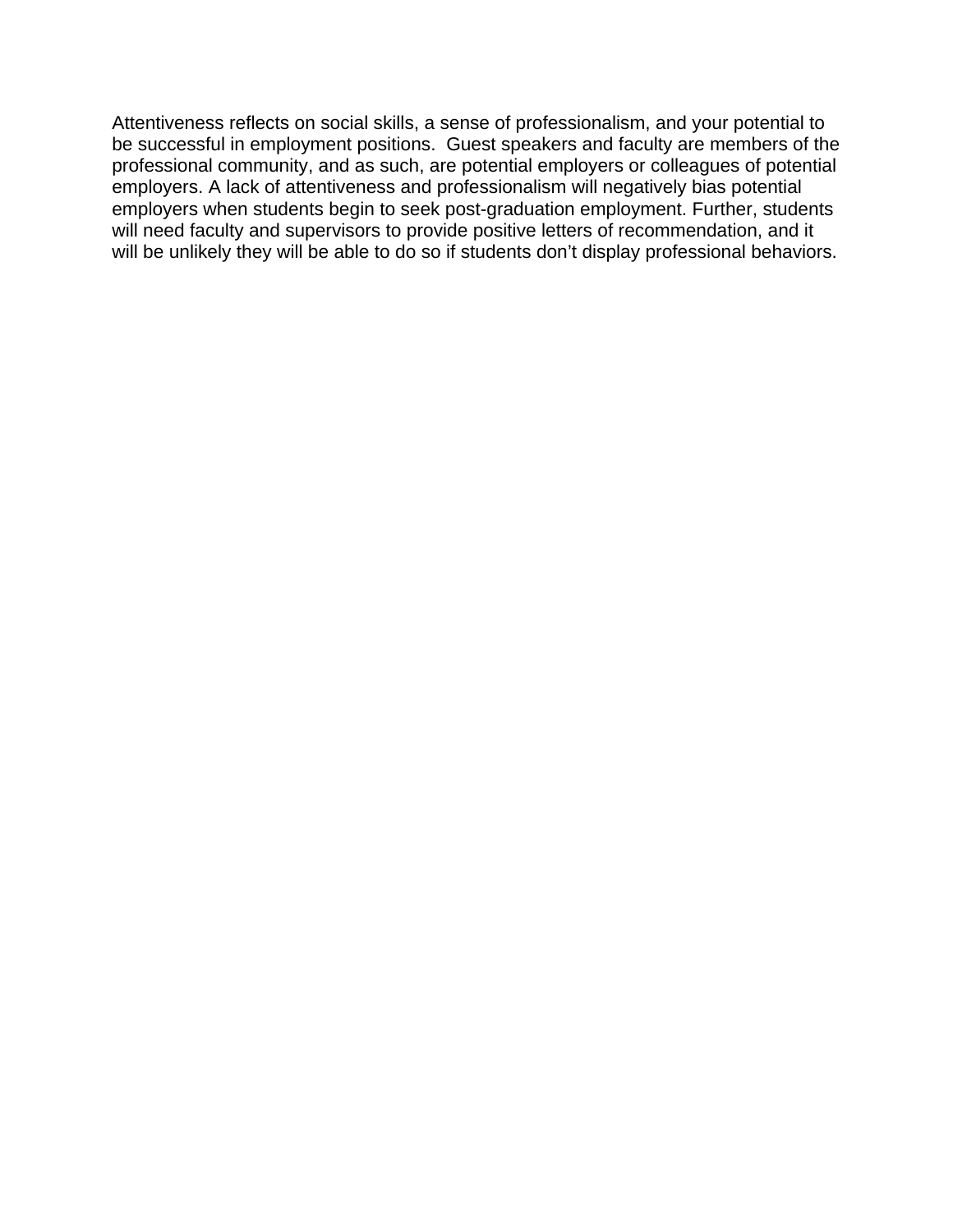Attentiveness reflects on social skills, a sense of professionalism, and your potential to be successful in employment positions.  Guest speakers and faculty are members of the professional community, and as such, are potential employers or colleagues of potential employers. A lack of attentiveness and professionalism will negatively bias potential employers when students begin to seek post-graduation employment. Further, students will need faculty and supervisors to provide positive letters of recommendation, and it will be unlikely they will be able to do so if students don't display professional behaviors.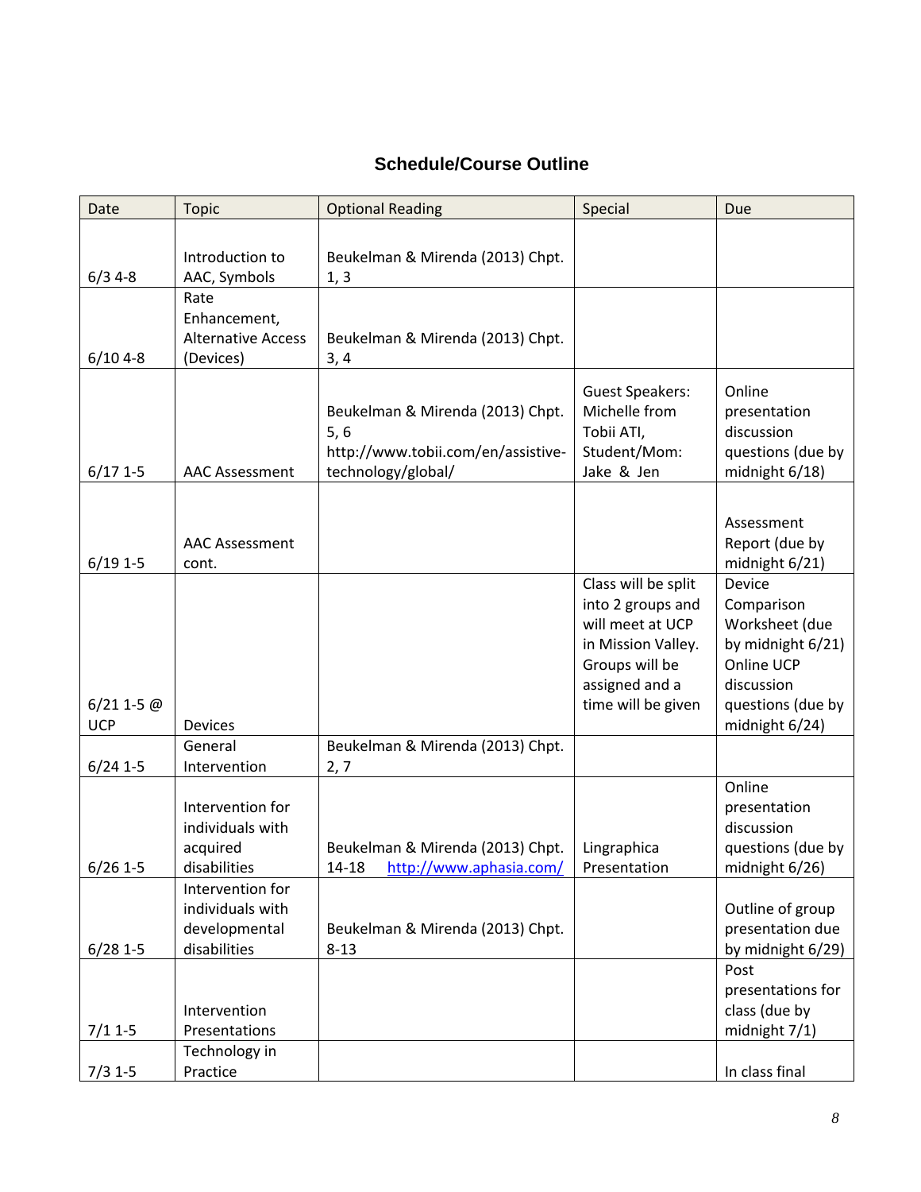## Schedule/Course Outline

| Date | Topic | Optional Reading | Special | Due |
|---|---|---|---|---|
| 6/3 4-8 | Introduction to AAC, Symbols | Beukelman & Mirenda (2013) Chpt. 1, 3 | | |
| 6/10 4-8 | Rate Enhancement, Alternative Access (Devices) | Beukelman & Mirenda (2013) Chpt. 3, 4 | | |
| 6/17 1-5 | AAC Assessment | Beukelman & Mirenda (2013) Chpt. 5, 6 http://www.tobii.com/en/assistive-technology/global/ | Guest Speakers: Michelle from Tobii ATI, Student/Mom: Jake & Jen | Online presentation discussion questions (due by midnight 6/18) |
| 6/19 1-5 | AAC Assessment cont. | | | Assessment Report (due by midnight 6/21) |
| 6/21 1-5 @ UCP | Devices | | Class will be split into 2 groups and will meet at UCP in Mission Valley. Groups will be assigned and a time will be given | Device Comparison Worksheet (due by midnight 6/21) Online UCP discussion questions (due by midnight 6/24) |
| 6/24 1-5 | General Intervention | Beukelman & Mirenda (2013) Chpt. 2, 7 | | |
| 6/26 1-5 | Intervention for individuals with acquired disabilities | Beukelman & Mirenda (2013) Chpt. 14-18 http://www.aphasia.com/ | Lingraphica Presentation | Online presentation discussion questions (due by midnight 6/26) |
| 6/28 1-5 | Intervention for individuals with developmental disabilities | Beukelman & Mirenda (2013) Chpt. 8-13 | | Outline of group presentation due by midnight 6/29) |
| 7/1 1-5 | Intervention Presentations | | | Post presentations for class (due by midnight 7/1) |
| 7/3 1-5 | Technology in Practice | | | In class final |